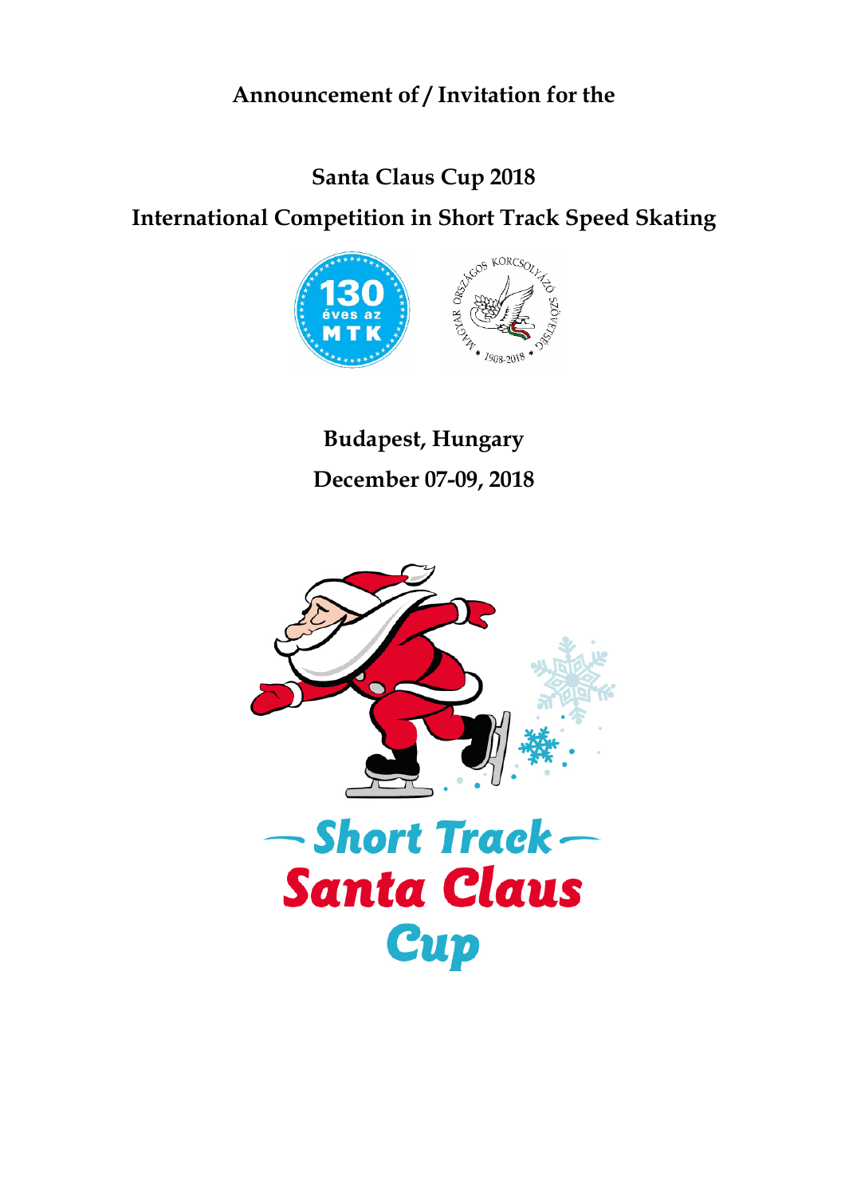**Announcement of / Invitation for the**

# Santa Claus Cup 2018

## International Competition in Short Track Speed Skating

**Budapest, Hungary**

**December 07-09, 2018**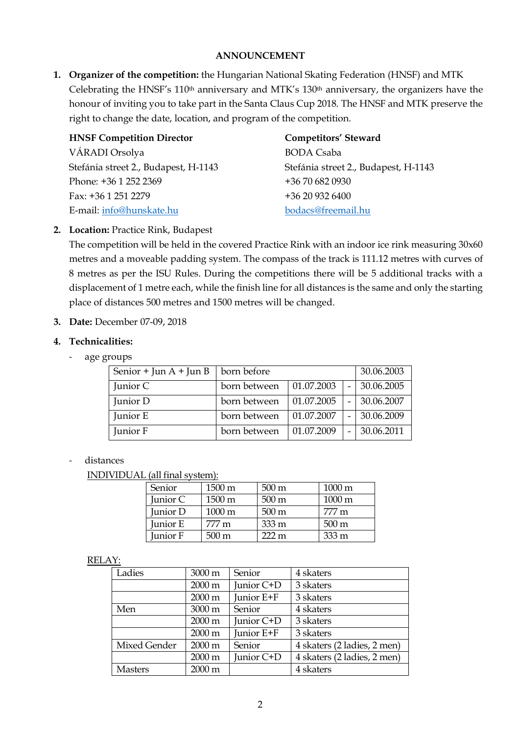**ANNOUNCEMENT**

1. **Organizer of the competition:** the Hungarian National Skating Federation (HNSF) and MTK
Celebrating the HNSF's 110th anniversary and MTK's 130th anniversary, the organizers have the honour of inviting you to take part in the Santa Claus Cup 2018. The HNSF and MTK preserve the right to change the date, location, and program of the competition.

**HNSF Competition Director**
VÁRADI Orsolya
Stefánia street 2., Budapest, H-1143
Phone: +36 1 252 2369
Fax: +36 1 251 2279
E-mail: info@hunskate.hu

**Competitors' Steward**
BODA Csaba
Stefánia street 2., Budapest, H-1143
+36 70 682 0930
+36 20 932 6400
bodacs@freemail.hu

2. **Location:** Practice Rink, Budapest
The competition will be held in the covered Practice Rink with an indoor ice rink measuring 30x60 metres and a moveable padding system. The compass of the track is 111.12 metres with curves of 8 metres as per the ISU Rules. During the competitions there will be 5 additional tracks with a displacement of 1 metre each, while the finish line for all distances is the same and only the starting place of distances 500 metres and 1500 metres will be changed.

3. **Date:** December 07-09, 2018

4. **Technicalities:**

- age groups

| Senior + Jun A + Jun B | born before | | | 30.06.2003 |
|---|---|---|---|---|
| Junior C | born between | 01.07.2003 | - | 30.06.2005 |
| Junior D | born between | 01.07.2005 | - | 30.06.2007 |
| Junior E | born between | 01.07.2007 | - | 30.06.2009 |
| Junior F | born between | 01.07.2009 | - | 30.06.2011 |

- distances

INDIVIDUAL (all final system):

| Senior | 1500 m | 500 m | 1000 m |
|---|---|---|---|
| Junior C | 1500 m | 500 m | 1000 m |
| Junior D | 1000 m | 500 m | 777 m |
| Junior E | 777 m | 333 m | 500 m |
| Junior F | 500 m | 222 m | 333 m |

RELAY:

| Ladies | 3000 m | Senior | 4 skaters |
|---|---|---|---|
| | 2000 m | Junior C+D | 3 skaters |
| | 2000 m | Junior E+F | 3 skaters |
| Men | 3000 m | Senior | 4 skaters |
| | 2000 m | Junior C+D | 3 skaters |
| | 2000 m | Junior E+F | 3 skaters |
| Mixed Gender | 2000 m | Senior | 4 skaters (2 ladies, 2 men) |
| | 2000 m | Junior C+D | 4 skaters (2 ladies, 2 men) |
| Masters | 2000 m | | 4 skaters |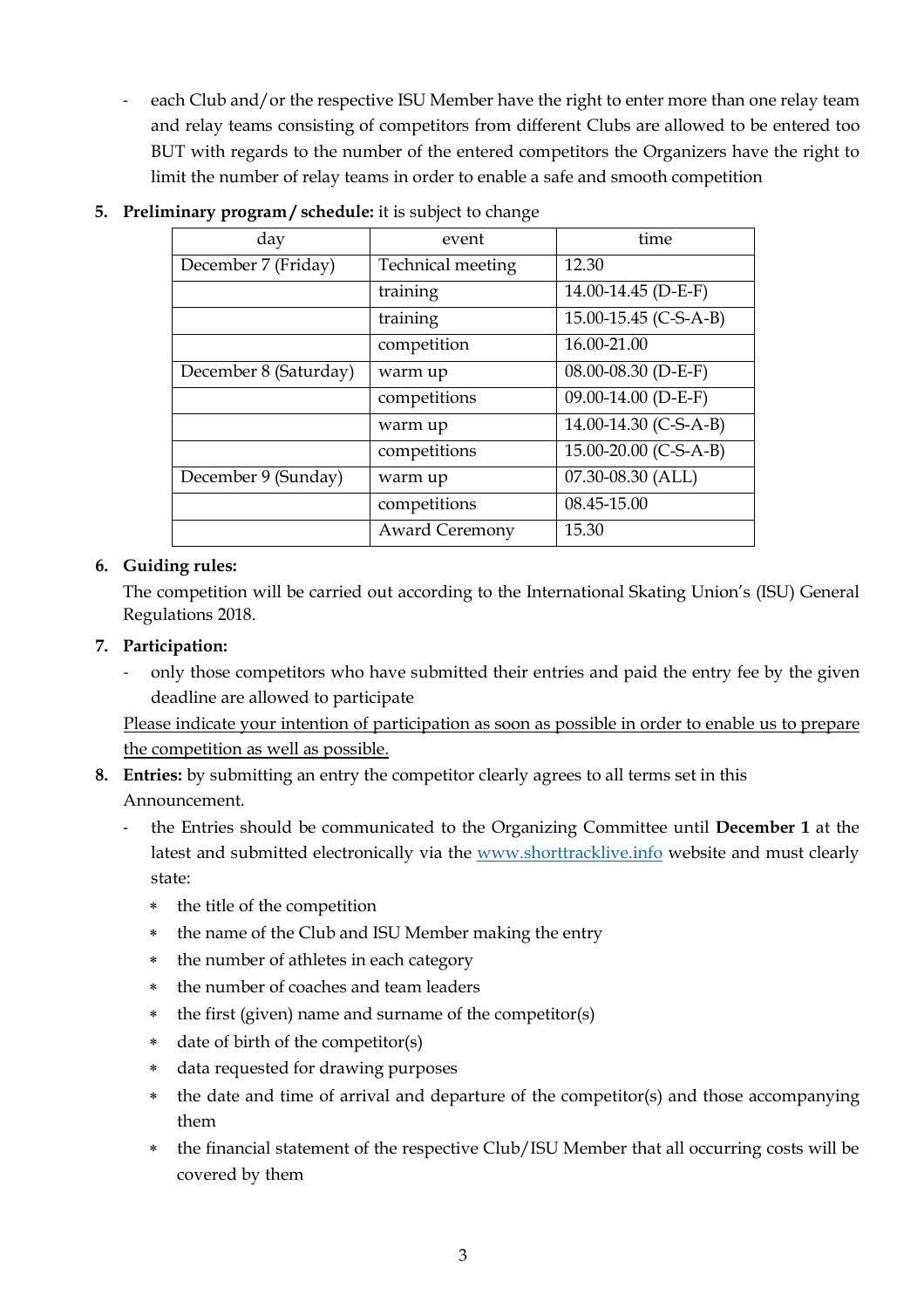- each Club and/or the respective ISU Member have the right to enter more than one relay team and relay teams consisting of competitors from different Clubs are allowed to be entered too BUT with regards to the number of the entered competitors the Organizers have the right to limit the number of relay teams in order to enable a safe and smooth competition

5. **Preliminary program / schedule:** it is subject to change

| day | event | time |
|---|---|---|
| December 7 (Friday) | Technical meeting | 12.30 |
| | training | 14.00-14.45 (D-E-F) |
| | training | 15.00-15.45 (C-S-A-B) |
| | competition | 16.00-21.00 |
| December 8 (Saturday) | warm up | 08.00-08.30 (D-E-F) |
| | competitions | 09.00-14.00 (D-E-F) |
| | warm up | 14.00-14.30 (C-S-A-B) |
| | competitions | 15.00-20.00 (C-S-A-B) |
| December 9 (Sunday) | warm up | 07.30-08.30 (ALL) |
| | competitions | 08.45-15.00 |
| | Award Ceremony | 15.30 |

6. **Guiding rules:**

   The competition will be carried out according to the International Skating Union's (ISU) General Regulations 2018.

7. **Participation:**

   - only those competitors who have submitted their entries and paid the entry fee by the given deadline are allowed to participate

   Please indicate your intention of participation as soon as possible in order to enable us to prepare the competition as well as possible.

8. **Entries:** by submitting an entry the competitor clearly agrees to all terms set in this Announcement.

   - the Entries should be communicated to the Organizing Committee until **December 1** at the latest and submitted electronically via the [www.shorttracklive.info](http://www.shorttracklive.info) website and must clearly state:
     * the title of the competition
     * the name of the Club and ISU Member making the entry
     * the number of athletes in each category
     * the number of coaches and team leaders
     * the first (given) name and surname of the competitor(s)
     * date of birth of the competitor(s)
     * data requested for drawing purposes
     * the date and time of arrival and departure of the competitor(s) and those accompanying them
     * the financial statement of the respective Club/ISU Member that all occurring costs will be covered by them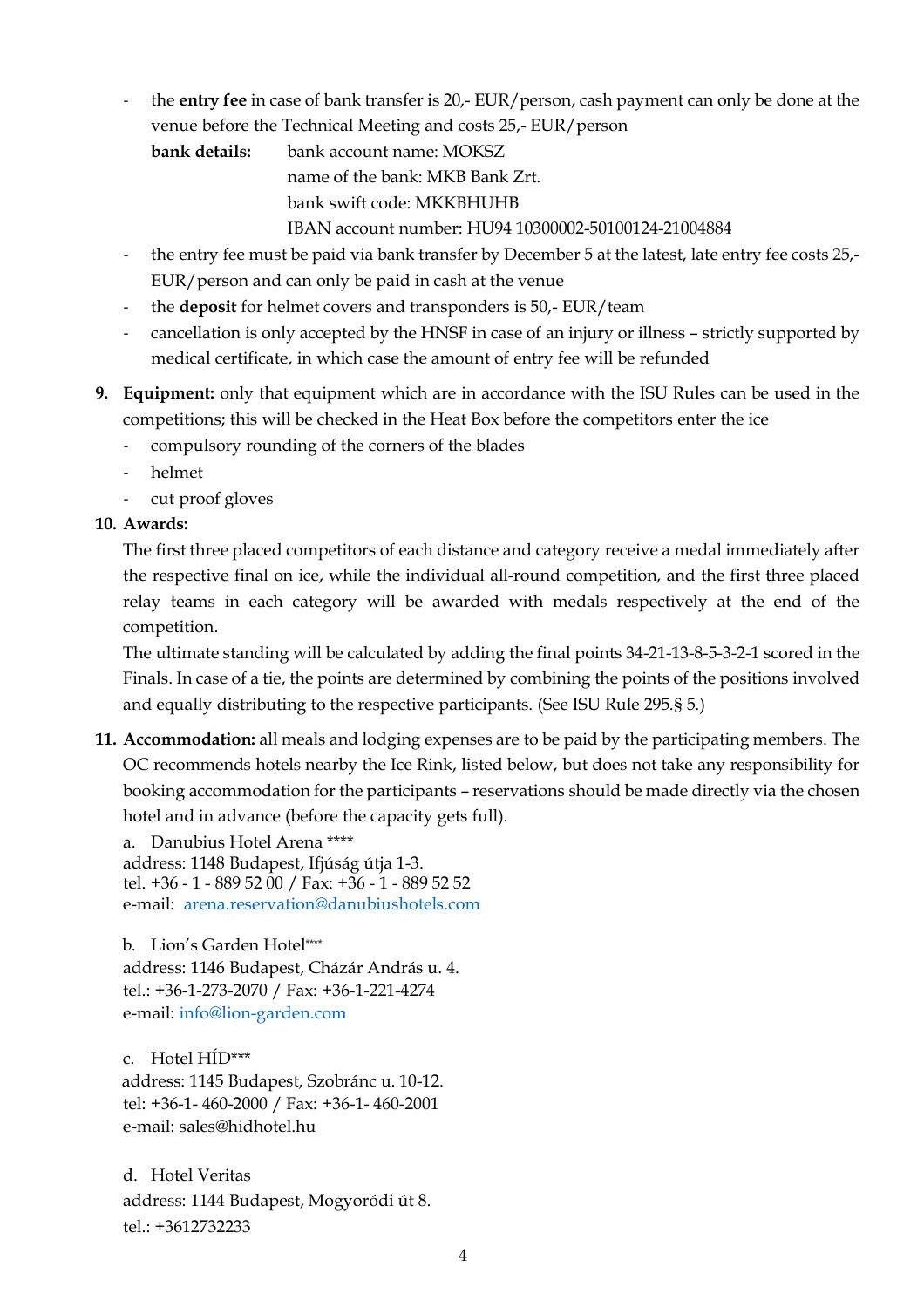- the **entry fee** in case of bank transfer is 20,- EUR/person, cash payment can only be done at the venue before the Technical Meeting and costs 25,- EUR/person

  **bank details:** bank account name: MOKSZ
  name of the bank: MKB Bank Zrt.
  bank swift code: MKKBHUHB
  IBAN account number: HU94 10300002-50100124-21004884
- the entry fee must be paid via bank transfer by December 5 at the latest, late entry fee costs 25,- EUR/person and can only be paid in cash at the venue
- the **deposit** for helmet covers and transponders is 50,- EUR/team
- cancellation is only accepted by the HNSF in case of an injury or illness – strictly supported by medical certificate, in which case the amount of entry fee will be refunded

9. **Equipment:** only that equipment which are in accordance with the ISU Rules can be used in the competitions; this will be checked in the Heat Box before the competitors enter the ice
   - compulsory rounding of the corners of the blades
   - helmet
   - cut proof gloves

10. **Awards:**

    The first three placed competitors of each distance and category receive a medal immediately after the respective final on ice, while the individual all-round competition, and the first three placed relay teams in each category will be awarded with medals respectively at the end of the competition.

    The ultimate standing will be calculated by adding the final points 34-21-13-8-5-3-2-1 scored in the Finals. In case of a tie, the points are determined by combining the points of the positions involved and equally distributing to the respective participants. (See ISU Rule 295.§ 5.)

11. **Accommodation:** all meals and lodging expenses are to be paid by the participating members. The OC recommends hotels nearby the Ice Rink, listed below, but does not take any responsibility for booking accommodation for the participants – reservations should be made directly via the chosen hotel and in advance (before the capacity gets full).

    a. Danubius Hotel Arena ****
    address: 1148 Budapest, Ifjúság útja 1-3.
    tel. +36 - 1 - 889 52 00 / Fax: +36 - 1 - 889 52 52
    e-mail: arena.reservation@danubiushotels.com

    b. Lion's Garden Hotel****
    address: 1146 Budapest, Cházár András u. 4.
    tel.: +36-1-273-2070 / Fax: +36-1-221-4274
    e-mail: info@lion-garden.com

    c. Hotel HÍD***
    address: 1145 Budapest, Szobránc u. 10-12.
    tel: +36-1- 460-2000 / Fax: +36-1- 460-2001
    e-mail: sales@hidhotel.hu

    d. Hotel Veritas
    address: 1144 Budapest, Mogyoródi út 8.
    tel.: +3612732233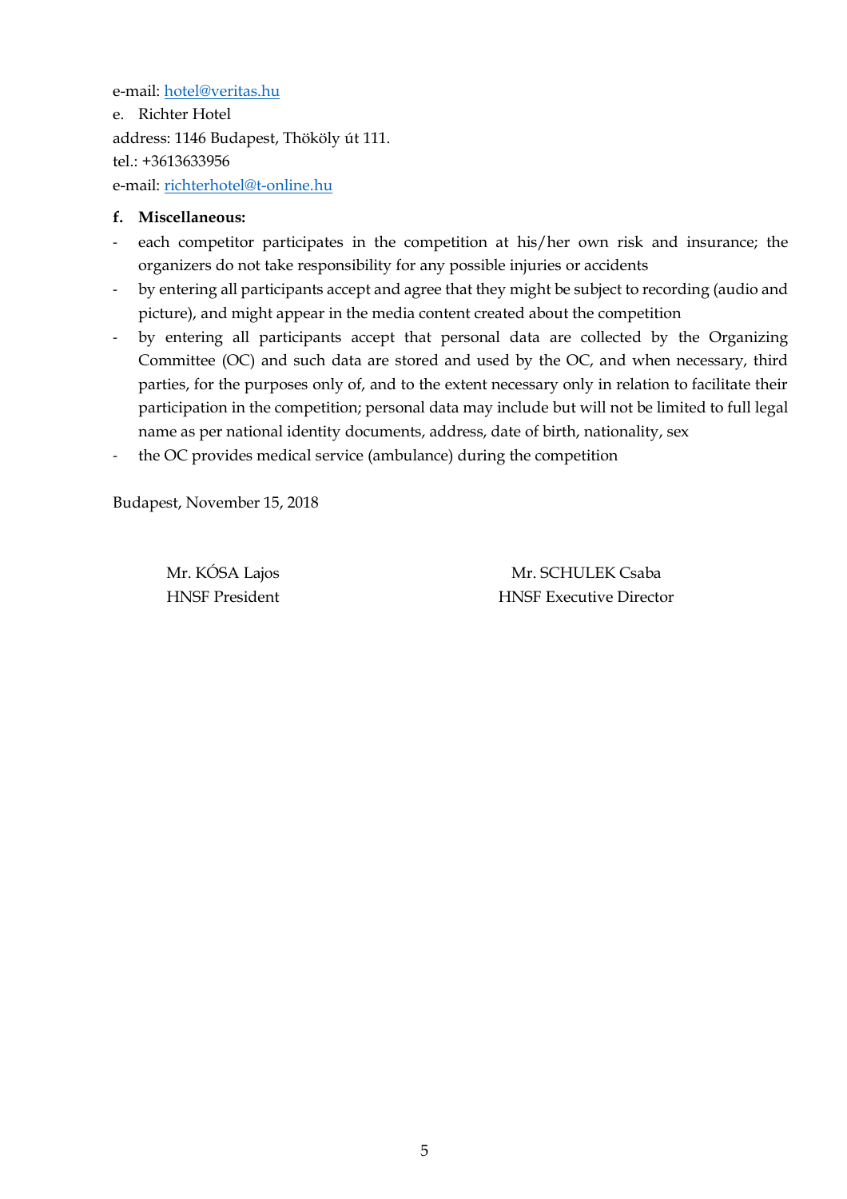e-mail: hotel@veritas.hu

e. Richter Hotel

address: 1146 Budapest, Thököly út 111.

tel.: +3613633956

e-mail: richterhotel@t-online.hu

**f. Miscellaneous:**

- each competitor participates in the competition at his/her own risk and insurance; the organizers do not take responsibility for any possible injuries or accidents
- by entering all participants accept and agree that they might be subject to recording (audio and picture), and might appear in the media content created about the competition
- by entering all participants accept that personal data are collected by the Organizing Committee (OC) and such data are stored and used by the OC, and when necessary, third parties, for the purposes only of, and to the extent necessary only in relation to facilitate their participation in the competition; personal data may include but will not be limited to full legal name as per national identity documents, address, date of birth, nationality, sex
- the OC provides medical service (ambulance) during the competition

Budapest, November 15, 2018

Mr. KÓSA Lajos
HNSF President

Mr. SCHULEK Csaba
HNSF Executive Director